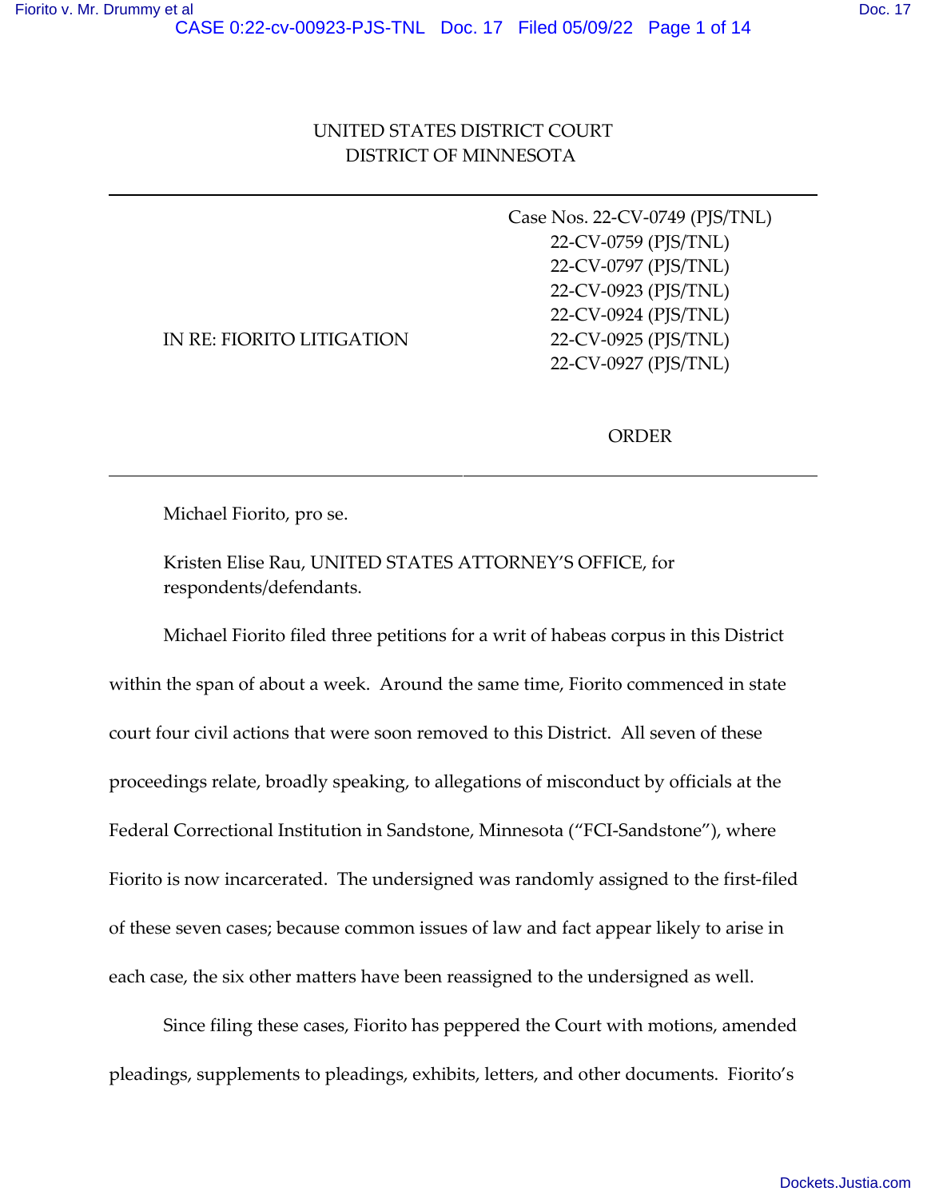UNITED STATES DISTRICT COURT
DISTRICT OF MINNESOTA

---

IN RE: FIORITO LITIGATION

Case Nos. 22-CV-0749 (PJS/TNL)
22-CV-0759 (PJS/TNL)
22-CV-0797 (PJS/TNL)
22-CV-0923 (PJS/TNL)
22-CV-0924 (PJS/TNL)
22-CV-0925 (PJS/TNL)
22-CV-0927 (PJS/TNL)

ORDER

---

Michael Fiorito, pro se.

Kristen Elise Rau, UNITED STATES ATTORNEY'S OFFICE, for respondents/defendants.

Michael Fiorito filed three petitions for a writ of habeas corpus in this District within the span of about a week. Around the same time, Fiorito commenced in state court four civil actions that were soon removed to this District. All seven of these proceedings relate, broadly speaking, to allegations of misconduct by officials at the Federal Correctional Institution in Sandstone, Minnesota ("FCI-Sandstone"), where Fiorito is now incarcerated. The undersigned was randomly assigned to the first-filed of these seven cases; because common issues of law and fact appear likely to arise in each case, the six other matters have been reassigned to the undersigned as well.

Since filing these cases, Fiorito has peppered the Court with motions, amended pleadings, supplements to pleadings, exhibits, letters, and other documents. Fiorito's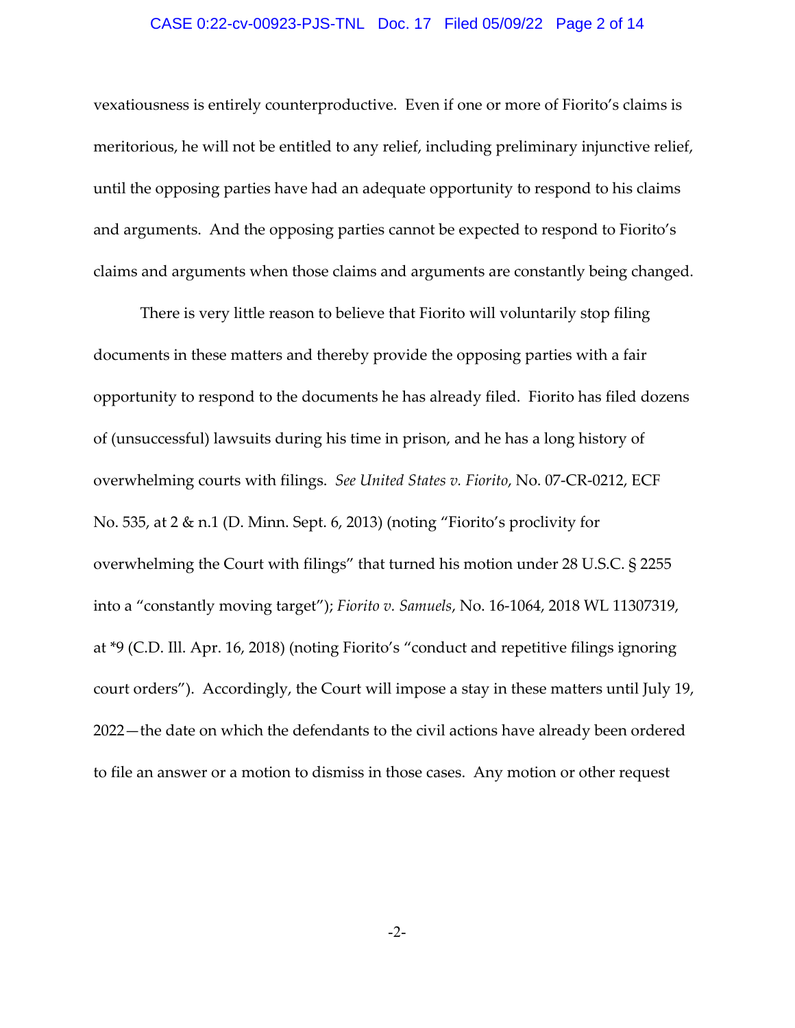vexatiousness is entirely counterproductive. Even if one or more of Fiorito's claims is meritorious, he will not be entitled to any relief, including preliminary injunctive relief, until the opposing parties have had an adequate opportunity to respond to his claims and arguments. And the opposing parties cannot be expected to respond to Fiorito's claims and arguments when those claims and arguments are constantly being changed.

There is very little reason to believe that Fiorito will voluntarily stop filing documents in these matters and thereby provide the opposing parties with a fair opportunity to respond to the documents he has already filed. Fiorito has filed dozens of (unsuccessful) lawsuits during his time in prison, and he has a long history of overwhelming courts with filings. *See United States v. Fiorito*, No. 07-CR-0212, ECF No. 535, at 2 & n.1 (D. Minn. Sept. 6, 2013) (noting "Fiorito's proclivity for overwhelming the Court with filings" that turned his motion under 28 U.S.C. § 2255 into a "constantly moving target"); *Fiorito v. Samuels*, No. 16-1064, 2018 WL 11307319, at *9 (C.D. Ill. Apr. 16, 2018) (noting Fiorito's "conduct and repetitive filings ignoring court orders"). Accordingly, the Court will impose a stay in these matters until July 19, 2022—the date on which the defendants to the civil actions have already been ordered to file an answer or a motion to dismiss in those cases. Any motion or other request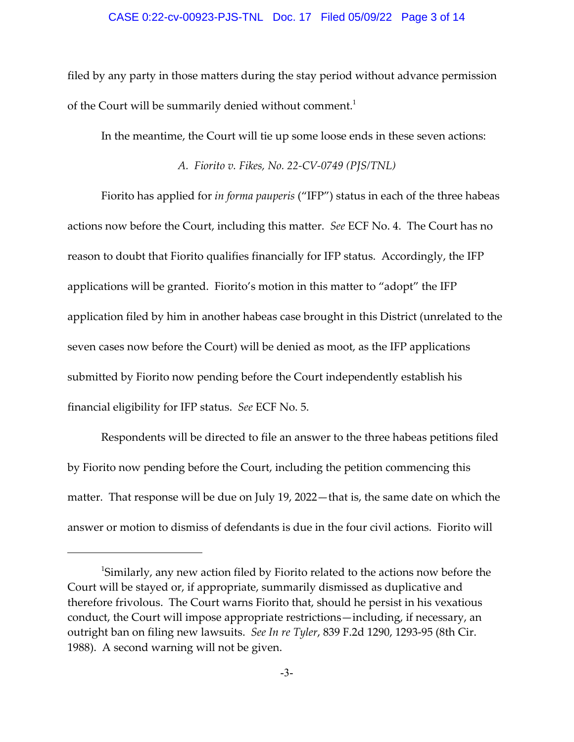filed by any party in those matters during the stay period without advance permission of the Court will be summarily denied without comment.[1]

In the meantime, the Court will tie up some loose ends in these seven actions:

*A. Fiorito v. Fikes, No. 22-CV-0749 (PJS/TNL)*

Fiorito has applied for *in forma pauperis* ("IFP") status in each of the three habeas actions now before the Court, including this matter. *See* ECF No. 4. The Court has no reason to doubt that Fiorito qualifies financially for IFP status. Accordingly, the IFP applications will be granted. Fiorito's motion in this matter to "adopt" the IFP application filed by him in another habeas case brought in this District (unrelated to the seven cases now before the Court) will be denied as moot, as the IFP applications submitted by Fiorito now pending before the Court independently establish his financial eligibility for IFP status. *See* ECF No. 5.

Respondents will be directed to file an answer to the three habeas petitions filed by Fiorito now pending before the Court, including the petition commencing this matter. That response will be due on July 19, 2022—that is, the same date on which the answer or motion to dismiss of defendants is due in the four civil actions. Fiorito will

---

[1]Similarly, any new action filed by Fiorito related to the actions now before the Court will be stayed or, if appropriate, summarily dismissed as duplicative and therefore frivolous. The Court warns Fiorito that, should he persist in his vexatious conduct, the Court will impose appropriate restrictions—including, if necessary, an outright ban on filing new lawsuits. *See In re Tyler*, 839 F.2d 1290, 1293-95 (8th Cir. 1988). A second warning will not be given.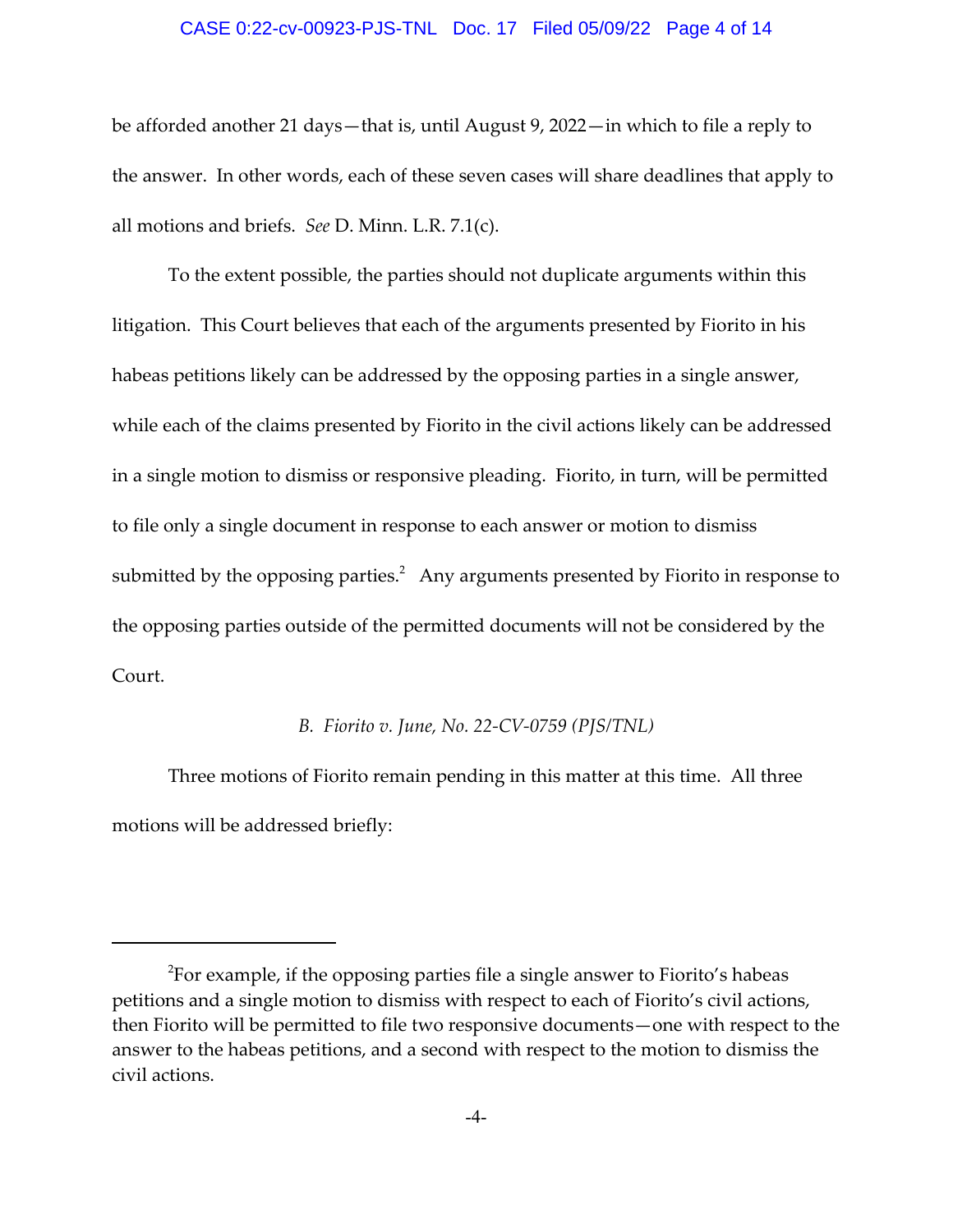be afforded another 21 days—that is, until August 9, 2022—in which to file a reply to the answer. In other words, each of these seven cases will share deadlines that apply to all motions and briefs. *See* D. Minn. L.R. 7.1(c).

To the extent possible, the parties should not duplicate arguments within this litigation. This Court believes that each of the arguments presented by Fiorito in his habeas petitions likely can be addressed by the opposing parties in a single answer, while each of the claims presented by Fiorito in the civil actions likely can be addressed in a single motion to dismiss or responsive pleading. Fiorito, in turn, will be permitted to file only a single document in response to each answer or motion to dismiss submitted by the opposing parties.[2] Any arguments presented by Fiorito in response to the opposing parties outside of the permitted documents will not be considered by the Court.

*B. Fiorito v. June, No. 22-CV-0759 (PJS/TNL)*

Three motions of Fiorito remain pending in this matter at this time. All three motions will be addressed briefly:

---

[2]For example, if the opposing parties file a single answer to Fiorito's habeas petitions and a single motion to dismiss with respect to each of Fiorito's civil actions, then Fiorito will be permitted to file two responsive documents—one with respect to the answer to the habeas petitions, and a second with respect to the motion to dismiss the civil actions.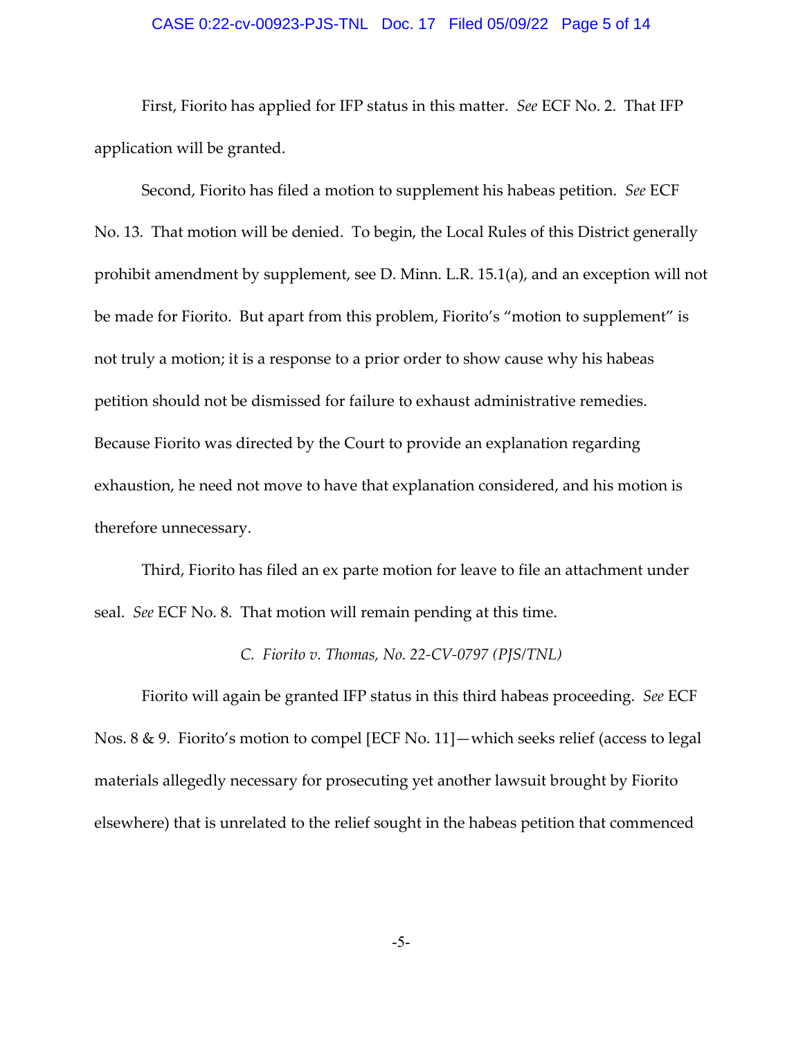First, Fiorito has applied for IFP status in this matter. *See* ECF No. 2. That IFP application will be granted.

Second, Fiorito has filed a motion to supplement his habeas petition. *See* ECF No. 13. That motion will be denied. To begin, the Local Rules of this District generally prohibit amendment by supplement, see D. Minn. L.R. 15.1(a), and an exception will not be made for Fiorito. But apart from this problem, Fiorito's "motion to supplement" is not truly a motion; it is a response to a prior order to show cause why his habeas petition should not be dismissed for failure to exhaust administrative remedies. Because Fiorito was directed by the Court to provide an explanation regarding exhaustion, he need not move to have that explanation considered, and his motion is therefore unnecessary.

Third, Fiorito has filed an ex parte motion for leave to file an attachment under seal. *See* ECF No. 8. That motion will remain pending at this time.

### *C. Fiorito v. Thomas, No. 22-CV-0797 (PJS/TNL)*

Fiorito will again be granted IFP status in this third habeas proceeding. *See* ECF Nos. 8 & 9. Fiorito's motion to compel [ECF No. 11]—which seeks relief (access to legal materials allegedly necessary for prosecuting yet another lawsuit brought by Fiorito elsewhere) that is unrelated to the relief sought in the habeas petition that commenced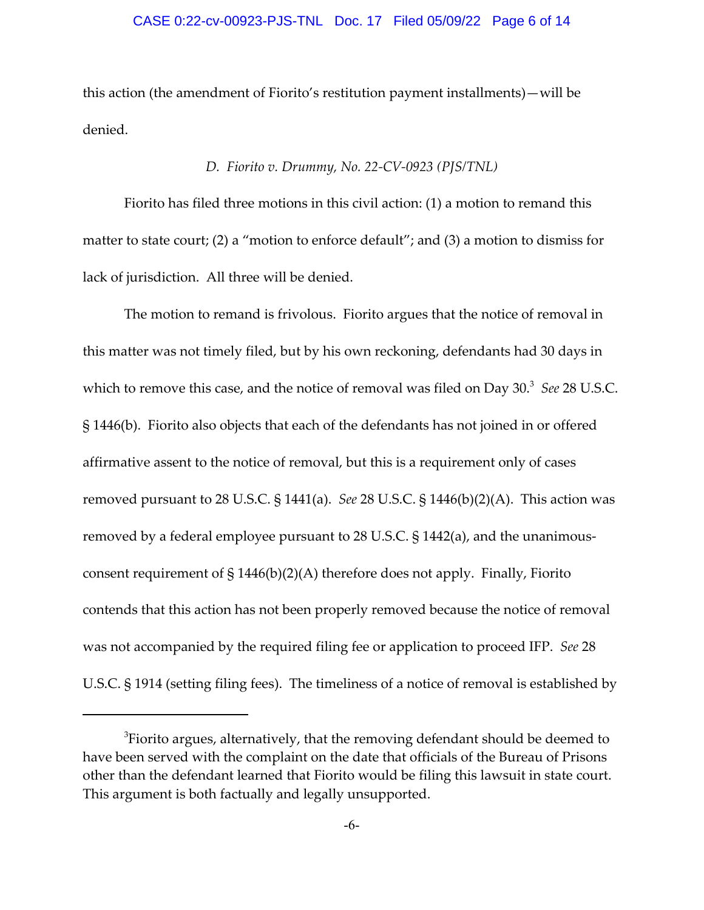this action (the amendment of Fiorito's restitution payment installments)—will be denied.

### *D. Fiorito v. Drummy, No. 22-CV-0923 (PJS/TNL)*

Fiorito has filed three motions in this civil action: (1) a motion to remand this matter to state court; (2) a "motion to enforce default"; and (3) a motion to dismiss for lack of jurisdiction. All three will be denied.

The motion to remand is frivolous. Fiorito argues that the notice of removal in this matter was not timely filed, but by his own reckoning, defendants had 30 days in which to remove this case, and the notice of removal was filed on Day 30.[3] *See* 28 U.S.C. § 1446(b). Fiorito also objects that each of the defendants has not joined in or offered affirmative assent to the notice of removal, but this is a requirement only of cases removed pursuant to 28 U.S.C. § 1441(a). *See* 28 U.S.C. § 1446(b)(2)(A). This action was removed by a federal employee pursuant to 28 U.S.C. § 1442(a), and the unanimous-consent requirement of § 1446(b)(2)(A) therefore does not apply. Finally, Fiorito contends that this action has not been properly removed because the notice of removal was not accompanied by the required filing fee or application to proceed IFP. *See* 28 U.S.C. § 1914 (setting filing fees). The timeliness of a notice of removal is established by

---

[3]Fiorito argues, alternatively, that the removing defendant should be deemed to have been served with the complaint on the date that officials of the Bureau of Prisons other than the defendant learned that Fiorito would be filing this lawsuit in state court. This argument is both factually and legally unsupported.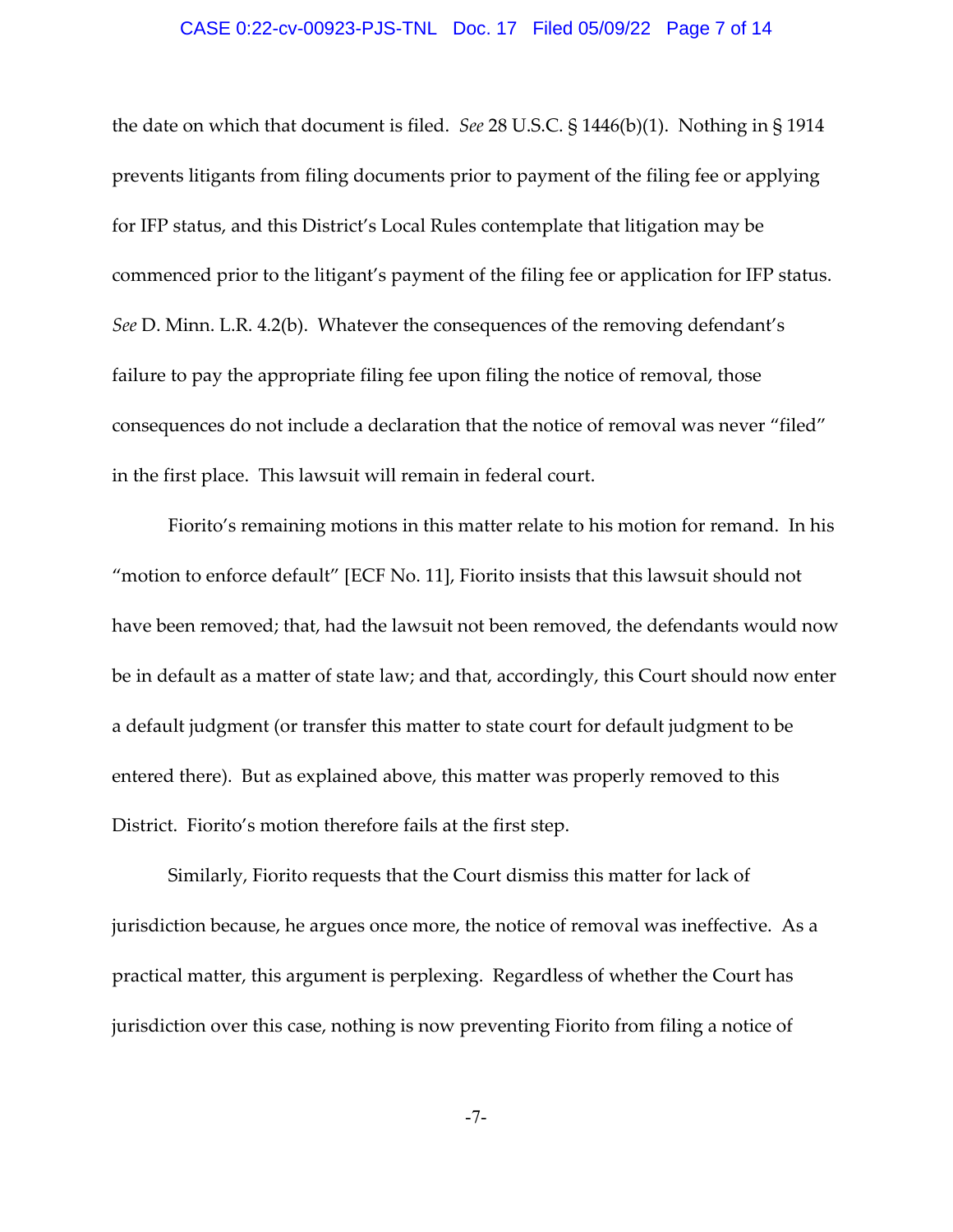the date on which that document is filed. *See* 28 U.S.C. § 1446(b)(1). Nothing in § 1914 prevents litigants from filing documents prior to payment of the filing fee or applying for IFP status, and this District's Local Rules contemplate that litigation may be commenced prior to the litigant's payment of the filing fee or application for IFP status. *See* D. Minn. L.R. 4.2(b). Whatever the consequences of the removing defendant's failure to pay the appropriate filing fee upon filing the notice of removal, those consequences do not include a declaration that the notice of removal was never "filed" in the first place. This lawsuit will remain in federal court.

Fiorito's remaining motions in this matter relate to his motion for remand. In his "motion to enforce default" [ECF No. 11], Fiorito insists that this lawsuit should not have been removed; that, had the lawsuit not been removed, the defendants would now be in default as a matter of state law; and that, accordingly, this Court should now enter a default judgment (or transfer this matter to state court for default judgment to be entered there). But as explained above, this matter was properly removed to this District. Fiorito's motion therefore fails at the first step.

Similarly, Fiorito requests that the Court dismiss this matter for lack of jurisdiction because, he argues once more, the notice of removal was ineffective. As a practical matter, this argument is perplexing. Regardless of whether the Court has jurisdiction over this case, nothing is now preventing Fiorito from filing a notice of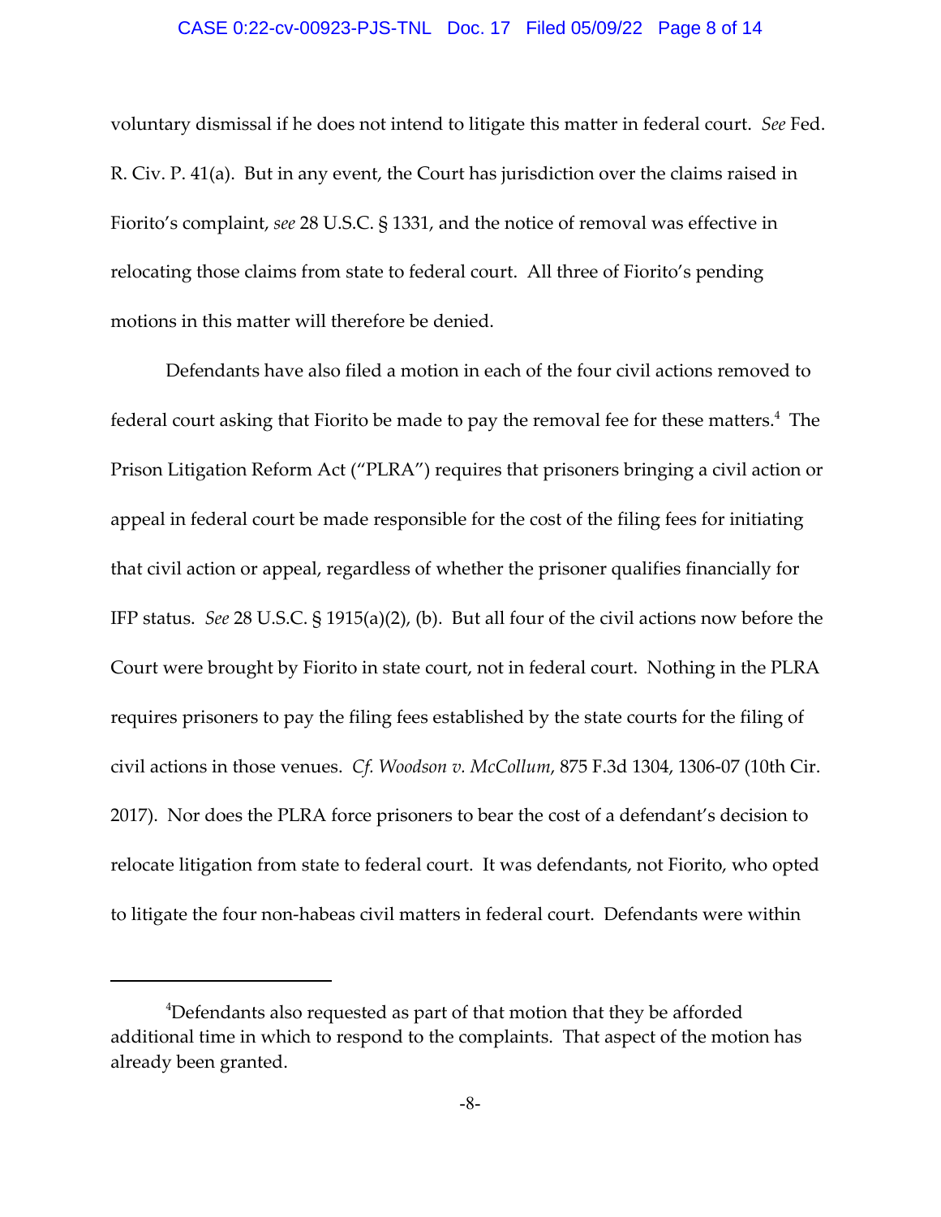voluntary dismissal if he does not intend to litigate this matter in federal court. *See* Fed. R. Civ. P. 41(a). But in any event, the Court has jurisdiction over the claims raised in Fiorito's complaint, *see* 28 U.S.C. § 1331, and the notice of removal was effective in relocating those claims from state to federal court. All three of Fiorito's pending motions in this matter will therefore be denied.

Defendants have also filed a motion in each of the four civil actions removed to federal court asking that Fiorito be made to pay the removal fee for these matters.[4] The Prison Litigation Reform Act ("PLRA") requires that prisoners bringing a civil action or appeal in federal court be made responsible for the cost of the filing fees for initiating that civil action or appeal, regardless of whether the prisoner qualifies financially for IFP status. *See* 28 U.S.C. § 1915(a)(2), (b). But all four of the civil actions now before the Court were brought by Fiorito in state court, not in federal court. Nothing in the PLRA requires prisoners to pay the filing fees established by the state courts for the filing of civil actions in those venues. *Cf. Woodson v. McCollum*, 875 F.3d 1304, 1306-07 (10th Cir. 2017). Nor does the PLRA force prisoners to bear the cost of a defendant's decision to relocate litigation from state to federal court. It was defendants, not Fiorito, who opted to litigate the four non-habeas civil matters in federal court. Defendants were within

---

[4]Defendants also requested as part of that motion that they be afforded additional time in which to respond to the complaints. That aspect of the motion has already been granted.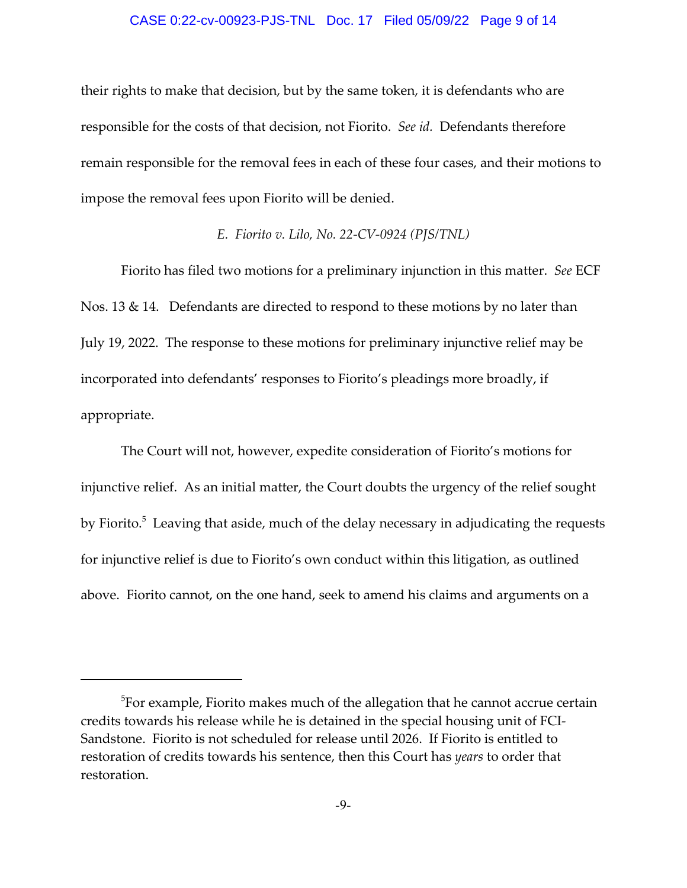their rights to make that decision, but by the same token, it is defendants who are responsible for the costs of that decision, not Fiorito. *See id.* Defendants therefore remain responsible for the removal fees in each of these four cases, and their motions to impose the removal fees upon Fiorito will be denied.

*E. Fiorito v. Lilo, No. 22-CV-0924 (PJS/TNL)*

Fiorito has filed two motions for a preliminary injunction in this matter. *See* ECF Nos. 13 & 14. Defendants are directed to respond to these motions by no later than July 19, 2022. The response to these motions for preliminary injunctive relief may be incorporated into defendants' responses to Fiorito's pleadings more broadly, if appropriate.

The Court will not, however, expedite consideration of Fiorito's motions for injunctive relief. As an initial matter, the Court doubts the urgency of the relief sought by Fiorito.[5] Leaving that aside, much of the delay necessary in adjudicating the requests for injunctive relief is due to Fiorito's own conduct within this litigation, as outlined above. Fiorito cannot, on the one hand, seek to amend his claims and arguments on a

---

[5]For example, Fiorito makes much of the allegation that he cannot accrue certain credits towards his release while he is detained in the special housing unit of FCI-Sandstone. Fiorito is not scheduled for release until 2026. If Fiorito is entitled to restoration of credits towards his sentence, then this Court has *years* to order that restoration.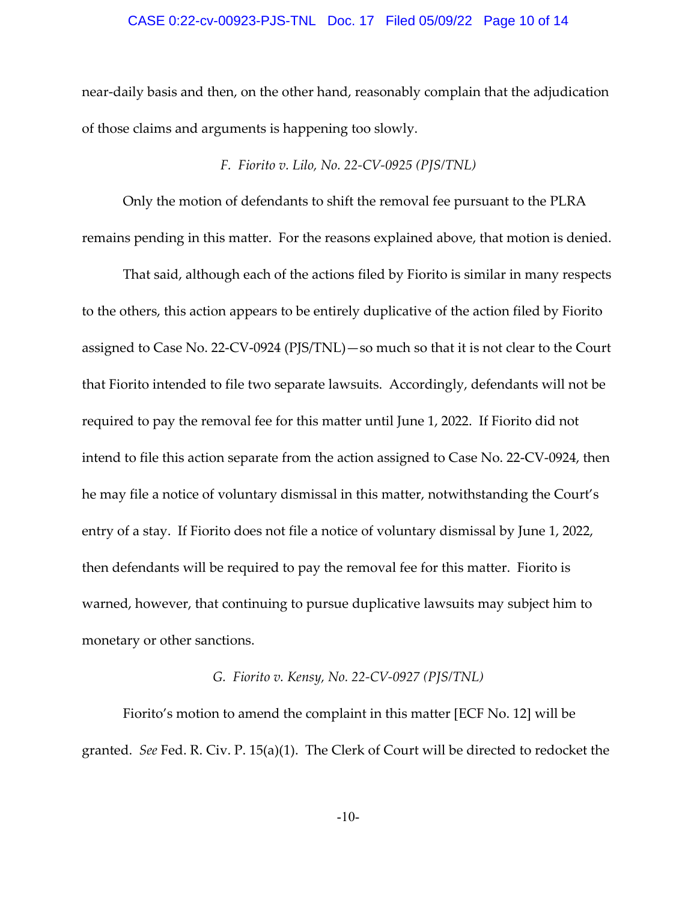near-daily basis and then, on the other hand, reasonably complain that the adjudication of those claims and arguments is happening too slowly.

### *F. Fiorito v. Lilo, No. 22-CV-0925 (PJS/TNL)*

Only the motion of defendants to shift the removal fee pursuant to the PLRA remains pending in this matter. For the reasons explained above, that motion is denied.

That said, although each of the actions filed by Fiorito is similar in many respects to the others, this action appears to be entirely duplicative of the action filed by Fiorito assigned to Case No. 22-CV-0924 (PJS/TNL)—so much so that it is not clear to the Court that Fiorito intended to file two separate lawsuits. Accordingly, defendants will not be required to pay the removal fee for this matter until June 1, 2022. If Fiorito did not intend to file this action separate from the action assigned to Case No. 22-CV-0924, then he may file a notice of voluntary dismissal in this matter, notwithstanding the Court's entry of a stay. If Fiorito does not file a notice of voluntary dismissal by June 1, 2022, then defendants will be required to pay the removal fee for this matter. Fiorito is warned, however, that continuing to pursue duplicative lawsuits may subject him to monetary or other sanctions.

### *G. Fiorito v. Kensy, No. 22-CV-0927 (PJS/TNL)*

Fiorito's motion to amend the complaint in this matter [ECF No. 12] will be granted. *See* Fed. R. Civ. P. 15(a)(1). The Clerk of Court will be directed to redocket the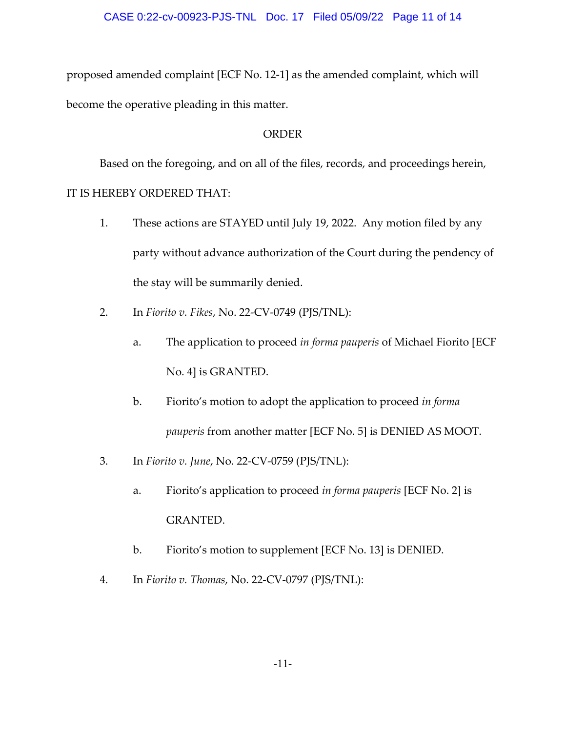proposed amended complaint [ECF No. 12-1] as the amended complaint, which will become the operative pleading in this matter.

ORDER

Based on the foregoing, and on all of the files, records, and proceedings herein, IT IS HEREBY ORDERED THAT:

1. These actions are STAYED until July 19, 2022. Any motion filed by any party without advance authorization of the Court during the pendency of the stay will be summarily denied.

2. In *Fiorito v. Fikes*, No. 22-CV-0749 (PJS/TNL):

   a. The application to proceed *in forma pauperis* of Michael Fiorito [ECF No. 4] is GRANTED.

   b. Fiorito's motion to adopt the application to proceed *in forma pauperis* from another matter [ECF No. 5] is DENIED AS MOOT.

3. In *Fiorito v. June*, No. 22-CV-0759 (PJS/TNL):

   a. Fiorito's application to proceed *in forma pauperis* [ECF No. 2] is GRANTED.

   b. Fiorito's motion to supplement [ECF No. 13] is DENIED.

4. In *Fiorito v. Thomas*, No. 22-CV-0797 (PJS/TNL):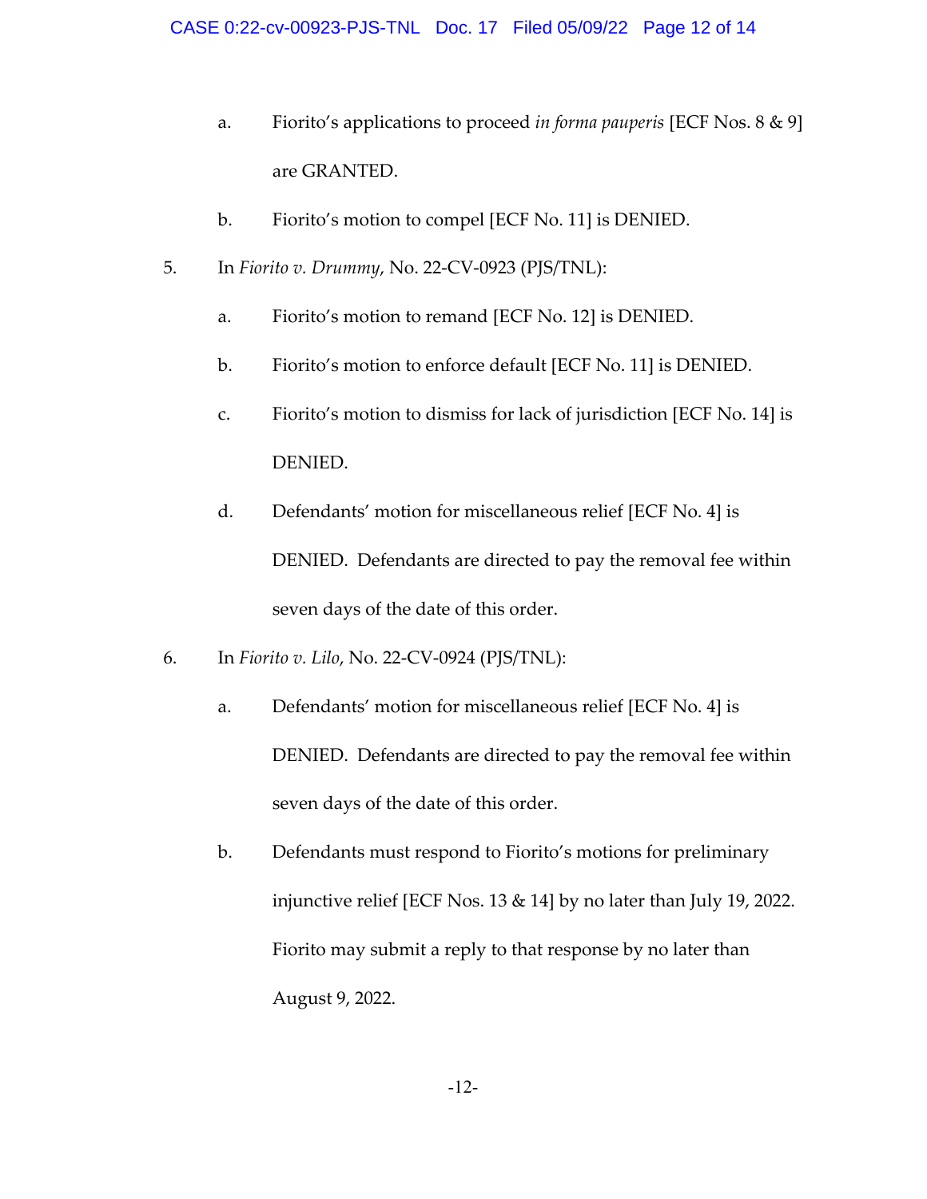a. Fiorito's applications to proceed *in forma pauperis* [ECF Nos. 8 & 9] are GRANTED.

b. Fiorito's motion to compel [ECF No. 11] is DENIED.

5. In *Fiorito v. Drummy*, No. 22-CV-0923 (PJS/TNL):

   a. Fiorito's motion to remand [ECF No. 12] is DENIED.

   b. Fiorito's motion to enforce default [ECF No. 11] is DENIED.

   c. Fiorito's motion to dismiss for lack of jurisdiction [ECF No. 14] is DENIED.

   d. Defendants' motion for miscellaneous relief [ECF No. 4] is DENIED. Defendants are directed to pay the removal fee within seven days of the date of this order.

6. In *Fiorito v. Lilo*, No. 22-CV-0924 (PJS/TNL):

   a. Defendants' motion for miscellaneous relief [ECF No. 4] is DENIED. Defendants are directed to pay the removal fee within seven days of the date of this order.

   b. Defendants must respond to Fiorito's motions for preliminary injunctive relief [ECF Nos. 13 & 14] by no later than July 19, 2022. Fiorito may submit a reply to that response by no later than August 9, 2022.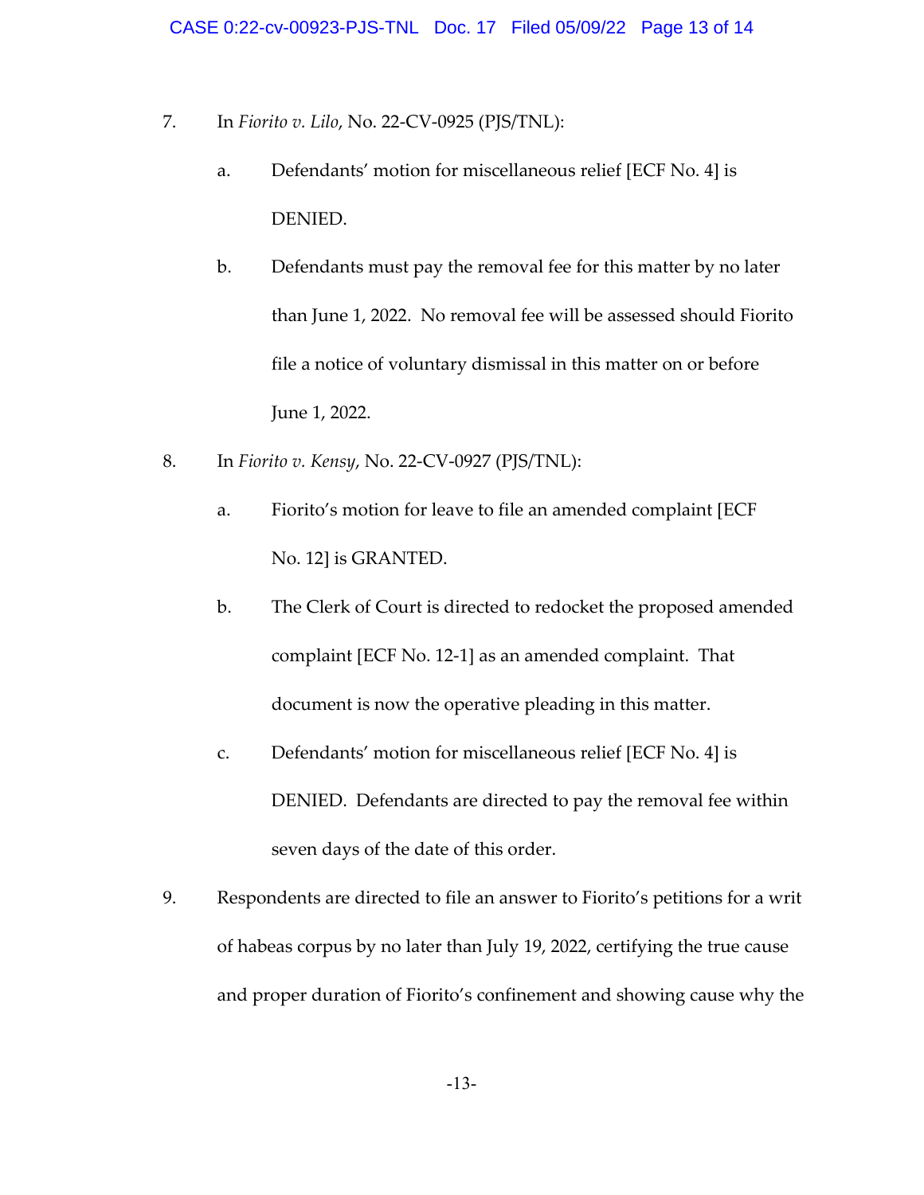7. In *Fiorito v. Lilo*, No. 22-CV-0925 (PJS/TNL):

   a. Defendants' motion for miscellaneous relief [ECF No. 4] is DENIED.

   b. Defendants must pay the removal fee for this matter by no later than June 1, 2022. No removal fee will be assessed should Fiorito file a notice of voluntary dismissal in this matter on or before June 1, 2022.

8. In *Fiorito v. Kensy*, No. 22-CV-0927 (PJS/TNL):

   a. Fiorito's motion for leave to file an amended complaint [ECF No. 12] is GRANTED.

   b. The Clerk of Court is directed to redocket the proposed amended complaint [ECF No. 12-1] as an amended complaint. That document is now the operative pleading in this matter.

   c. Defendants' motion for miscellaneous relief [ECF No. 4] is DENIED. Defendants are directed to pay the removal fee within seven days of the date of this order.

9. Respondents are directed to file an answer to Fiorito's petitions for a writ of habeas corpus by no later than July 19, 2022, certifying the true cause and proper duration of Fiorito's confinement and showing cause why the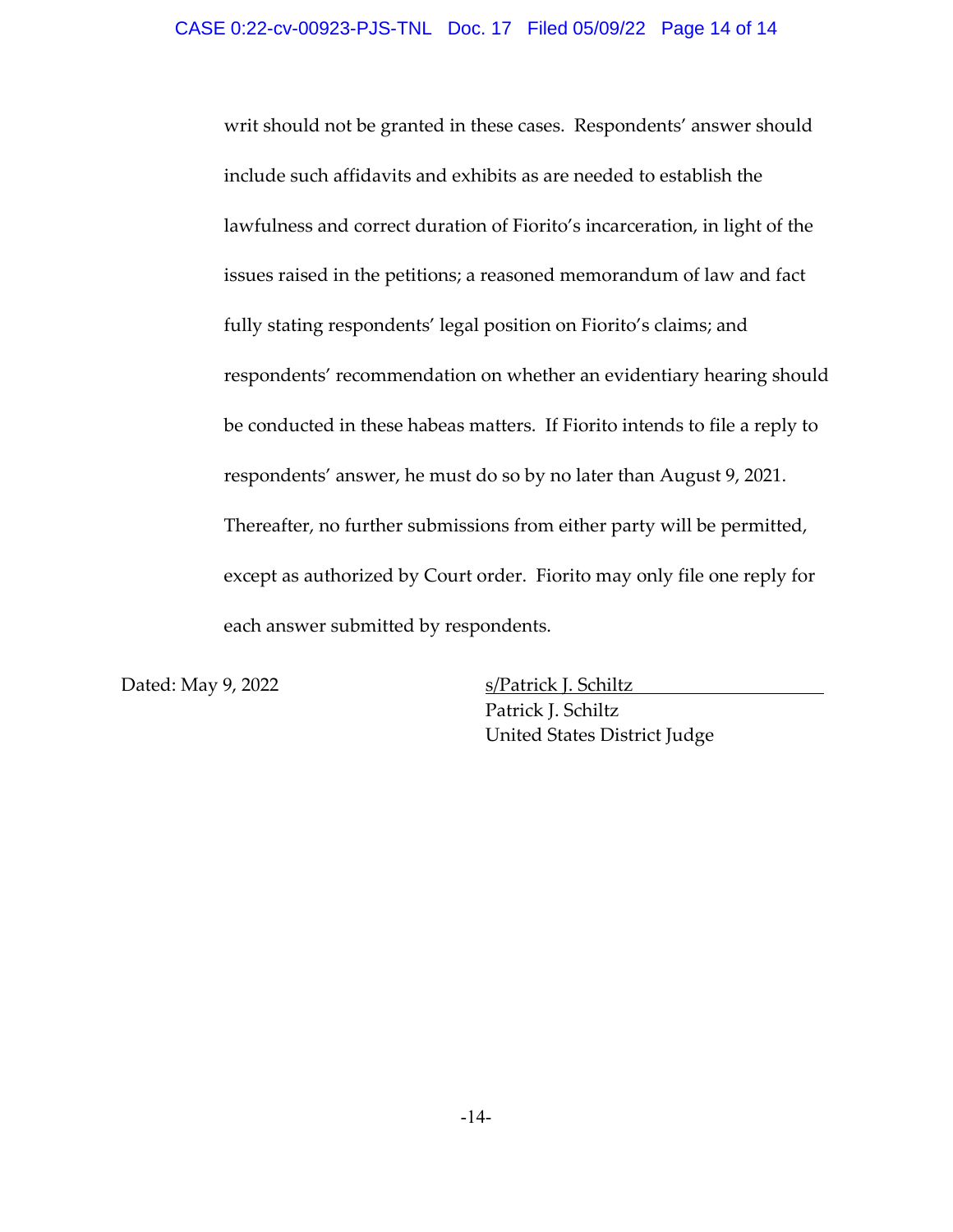writ should not be granted in these cases. Respondents' answer should include such affidavits and exhibits as are needed to establish the lawfulness and correct duration of Fiorito's incarceration, in light of the issues raised in the petitions; a reasoned memorandum of law and fact fully stating respondents' legal position on Fiorito's claims; and respondents' recommendation on whether an evidentiary hearing should be conducted in these habeas matters. If Fiorito intends to file a reply to respondents' answer, he must do so by no later than August 9, 2021. Thereafter, no further submissions from either party will be permitted, except as authorized by Court order. Fiorito may only file one reply for each answer submitted by respondents.

Dated: May 9, 2022

s/Patrick J. Schiltz
Patrick J. Schiltz
United States District Judge